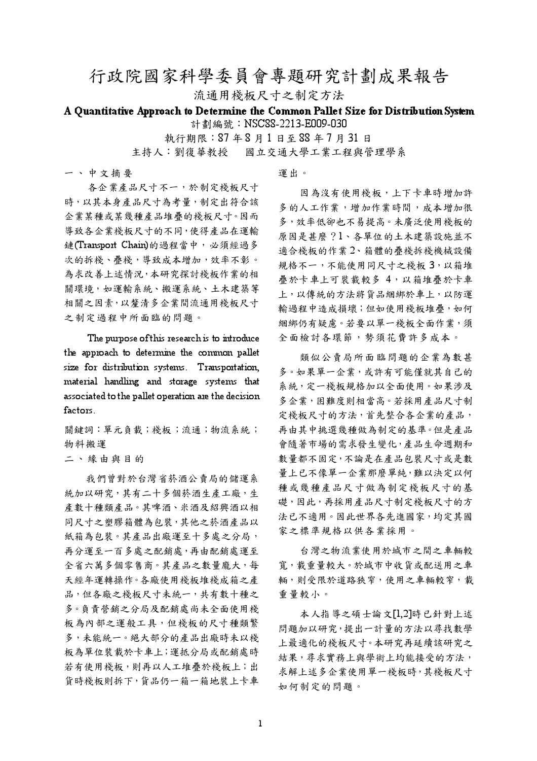# 行政院國家科學委員會專題研究計劃成果報告

流通用棧板尺寸之制定方法

**A Quantitative Approach to Determine the Common Pallet Size for Distribution System**

計劃編號：NSC88-2213-E009-030

執行期限：87 年 8 月 1 日至 88 年 7 月 31 日

主持人：劉復華教授　國立交通大學工業工程與管理學系

## 一、中文摘要

各企業產品尺寸不一，於制定棧板尺寸時，以其本身產品尺寸為考量，制定出符合該企業某種或某幾種產品堆疊的棧板尺寸。因而導致各企業棧板尺寸的不同，使得產品在運輸鏈(Transport Chain)的過程當中，必須經過多次的拆棧、疊棧，導致成本增加，效率不彰。為求改善上述情況，本研究探討棧板作業的相關環境，如運輸系統、搬運系統、土木建築等相關之因素，以釐清多企業間流通用棧板尺寸之制定過程中所面臨的問題。

The purpose of this research is to introduce the approach to determine the common pallet size for distribution systems. Transportation, material handling and storage systems that associated to the pallet operation are the decision factors.

關鍵詞：單元負載；棧板；流通；物流系統；物料搬運

## 二、緣由與目的

我們曾對於台灣省菸酒公賣局的儲運系統加以研究，其有二十多個菸酒生產工廠，生產數十種類產品。其啤酒、米酒及紹興酒以相同尺寸之塑膠箱體為包裝，其他之菸酒產品以紙箱為包裝。其產品出廠運至十多處之分局，再分運至一百多處之配銷處，再由配銷處運至全省六萬多個零售商。其產品之數量龐大，每天經年運轉操作。各廠使用棧板堆棧成箱之產品，但各廠之棧板尺寸未統一，共有數十種之多。負責營銷之分局及配銷處尚未全面使用棧板為內部之運般工具，但棧板的尺寸種類繁多，未能統一。絕大部分的產品出廠時未以棧板為單位裝載於卡車上；運抵分局或配銷處時若有使用棧板，則再以人工堆疊於棧板上；出貨時棧板則拆下，貨品仍一箱一箱地裝上卡車運出。

因為沒有使用棧板，上下卡車時增加許多的人工作業，增加作業時間，成本增加很多，效率低卻也不易提高。未廣泛使用棧板的原因是甚麼？1、各單位的土木建築設施並不適合棧板的作業 2、箱體的疊棧拆棧機械設備規格不一，不能使用同尺寸之棧板 3，以箱堆疊於卡車上可裝載較多 4，以箱堆疊於卡車上，以傳統的方法將貨品綑綁於車上，以防運輸過程中造成損壞；但如使用棧板堆疊，如何綑綁仍有疑慮。若要以單一棧板全面作業，須全面檢討各環節，勢須花費許多成本。

類似公賣局所面臨問題的企業為數甚多。如果單一企業，或許有可能僅就其自己的系統，定一棧板規格加以全面使用。如果涉及多企業，困難度則相當高。若採用產品尺寸制定棧板尺寸的方法，首先整合各企業的產品，再由其中挑選幾種做為制定的基準。但是產品會隨著市場的需求發生變化，產品生命週期和數量都不固定，不論是在產品包裝尺寸或是數量上已不像單一企業那麼單純，難以決定以何種或幾種產品尺寸做為制定棧板尺寸的基礎，因此，再採用產品尺寸制定棧板尺寸的方法已不適用。因此世界各先進國家，均定其國家之標準規格以供各業採用。

台灣之物流業使用於城市之間之車輛較寬，載重量較大。於城市中收貨或配送用之車輛，則受限於道路狹窄，使用之車輛較窄，載重量較小。

本人指導之碩士論文[1,2]時已針對上述問題加以研究，提出一計量的方法以尋找數學上最適化的棧板尺寸。本研究再延續該研究之結果，尋求實務上與學術上均能接受的方法，求解上述多企業使用單一棧板時，其棧板尺寸如何制定的問題。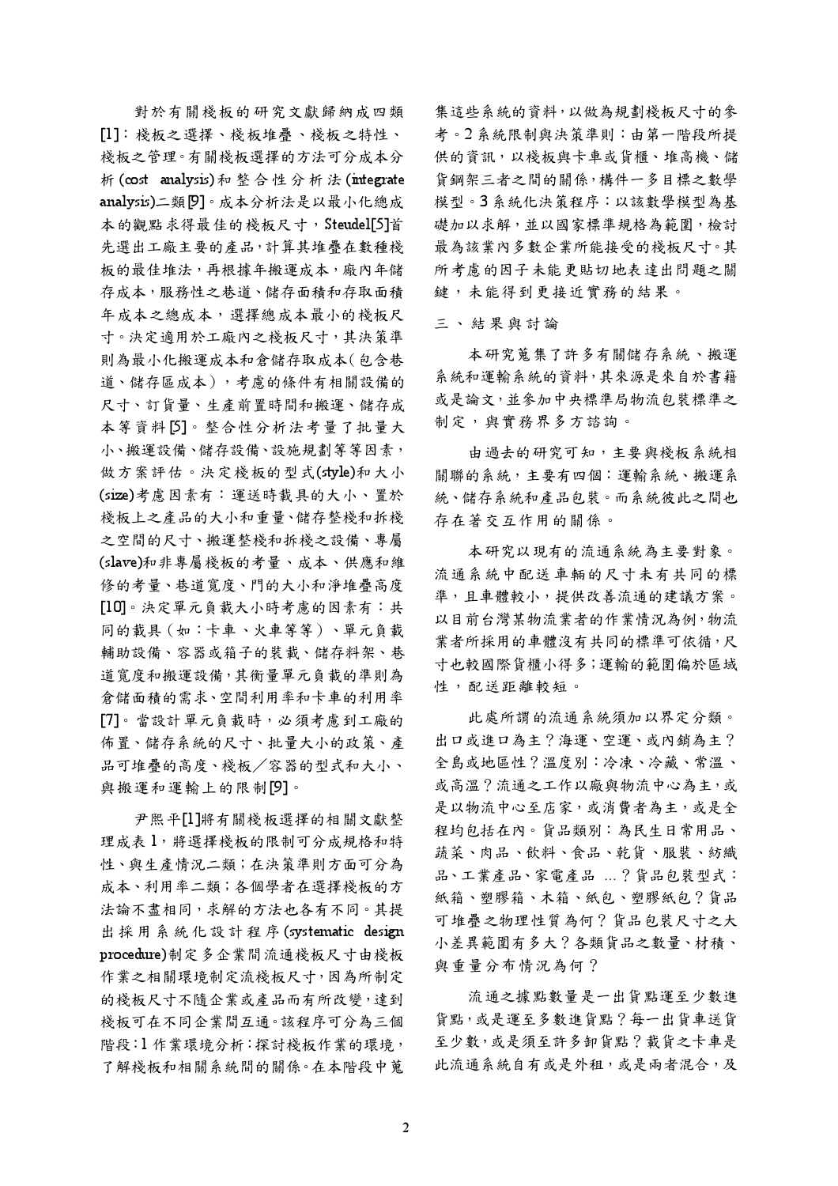對於有關棧板的研究文獻歸納成四類[1]：棧板之選擇、棧板堆疊、棧板之特性、棧板之管理。有關棧板選擇的方法可分成本分析 (cost analysis)和整合性分析法 (integrate analysis)二類[9]。成本分析法是以最小化總成本的觀點求得最佳的棧板尺寸，Steudel[5]首先選出工廠主要的產品，計算其堆疊在數種棧板的最佳堆法，再根據年搬運成本，廠內年儲存成本，服務性之巷道、儲存面積和存取面積年成本之總成本，選擇總成本最小的棧板尺寸。決定適用於工廠內之棧板尺寸，其決策準則為最小化搬運成本和倉儲存取成本(包含巷道、儲存區成本)，考慮的條件有相關設備的尺寸、訂貨量、生產前置時間和搬運、儲存成本等資料[5]。整合性分析法考量了批量大小、搬運設備、儲存設備、設施規劃等等因素，做方案評估。決定棧板的型式(style)和大小(size)考慮因素有：運送時載具的大小、置於棧板上之產品的大小和重量、儲存整棧和拆棧之空間的尺寸、搬運整棧和拆棧之設備、專屬(slave)和非專屬棧板的考量、成本、供應和維修的考量、巷道寬度、門的大小和淨堆疊高度[10]。決定單元負載大小時考慮的因素有：共同的載具(如：卡車、火車等等)、單元負載輔助設備、容器或箱子的裝載、儲存料架、巷道寬度和搬運設備，其衡量單元負載的準則為倉儲面積的需求、空間利用率和卡車的利用率[7]。當設計單元負載時，必須考慮到工廠的佈置、儲存系統的尺寸、批量大小的政策、產品可堆疊的高度、棧板／容器的型式和大小、與搬運和運輸上的限制[9]。

尹熙平[1]將有關棧板選擇的相關文獻整理成表1，將選擇棧板的限制可分成規格和特性、與生產情況二類；在決策準則方面可分為成本、利用率二類；各個學者在選擇棧板的方法論不盡相同，求解的方法也各有不同。其提出採用系統化設計程序(systematic design procedure)制定多企業間流通棧板尺寸由棧板作業之相關環境制定流棧板尺寸，因為所制定的棧板尺寸不隨企業或產品而有所改變，達到棧板可在不同企業間互通。該程序可分為三個階段：1 作業環境分析：探討棧板作業的環境，了解棧板和相關系統間的關係。在本階段中蒐集這些系統的資料，以做為規劃棧板尺寸的參考。2 系統限制與決策準則：由第一階段所提供的資訊，以棧板與卡車或貨櫃、堆高機、儲貨鋼架三者之間的關係，構件一多目標之數學模型。3 系統化決策程序：以該數學模型為基礎加以求解，並以國家標準規格為範圍，檢討最為該業內多數企業所能接受的棧板尺寸。其所考慮的因子未能更貼切地表達出問題之關鍵，未能得到更接近實務的結果。

## 三、結果與討論

本研究蒐集了許多有關儲存系統、搬運系統和運輸系統的資料，其來源是來自於書籍或是論文，並參加中央標準局物流包裝標準之制定，與實務界多方諮詢。

由過去的研究可知，主要與棧板系統相關聯的系統，主要有四個：運輸系統、搬運系統、儲存系統和產品包裝。而系統彼此之間也存在著交互作用的關係。

本研究以現有的流通系統為主要對象。流通系統中配送車輛的尺寸未有共同的標準，且車體較小，提供改善流通的建議方案。以目前台灣某物流業者的作業情況為例，物流業者所採用的車體沒有共同的標準可依循，尺寸也較國際貨櫃小得多；運輸的範圍偏於區域性，配送距離較短。

此處所謂的流通系統須加以界定分類。出口或進口為主？海運、空運、或內銷為主？全島或地區性？溫度別：冷凍、冷藏、常溫、或高溫？流通之工作以廠與物流中心為主，或是以物流中心至店家，或消費者為主，或是全程均包括在內。貨品類別：為民生日常用品、蔬菜、肉品、飲料、食品、乾貨、服裝、紡織品、工業產品、家電產品 ...？貨品包裝型式：紙箱、塑膠箱、木箱、紙包、塑膠紙包？貨品可堆疊之物理性質為何？貨品包裝尺寸之大小差異範圍有多大？各類貨品之數量、材積、與重量分布情況為何？

流通之據點數量是一出貨點運至少數進貨點，或是運至多數進貨點？每一出貨車送貨至少數，或是須至許多卸貨點？載貨之卡車是此流通系統自有或是外租，或是兩者混合，及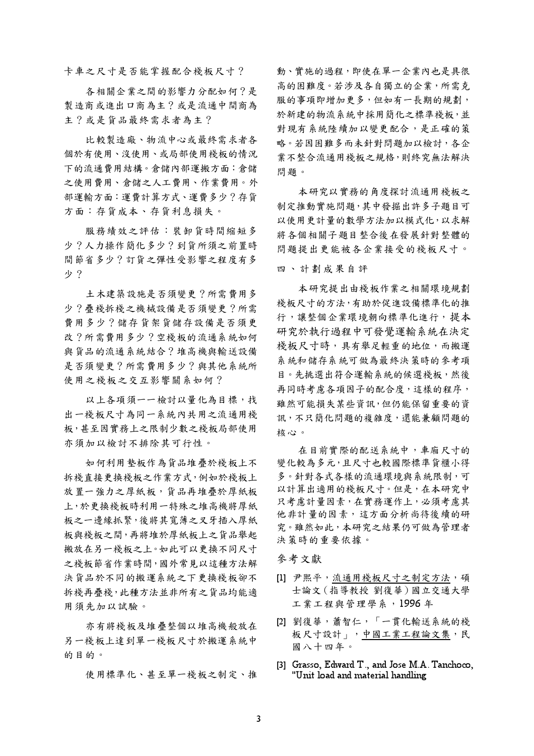卡車之尺寸是否能掌握配合棧板尺寸？

各相關企業之間的影響力分配如何？是製造商或進出口商為主？或是流通中間商為主？或是貨品最終需求者為主？

比較製造廠、物流中心或最終需求者各個於有使用、沒使用、或局部使用棧板的情況下的流通費用結構。倉儲內部運搬方面：倉儲之使用費用、倉儲之人工費用、作業費用。外部運輸方面：運費計算方式、運費多少？存貨方面：存貨成本、存貨利息損失。

服務績效之評估：裝卸貨時間縮短多少？人力操作簡化多少？到貨所須之前置時間節省多少？訂貨之彈性受影響之程度有多少？

土木建築設施是否須變更？所需費用多少？疊棧拆棧之機械設備是否須變更？所需費用多少？儲存貨架貨儲存設備是否須更改？所需費用多少？空棧板的流通系統如何與貨品的流通系統結合？堆高機與輸送設備是否須變更？所需費用多少？與其他系統所使用之棧板之交互影響關系如何？

以上各項須一一檢討以量化為目標，找出一棧板尺寸為同一系統內共用之流通用棧板，甚至因實務上之限制少數之棧板局部使用亦須加以檢討不排除其可行性。

如何利用墊板作為貨品堆疊於棧板上不拆棧直接更換棧板之作業方式，例如於棧板上放置一強力之厚紙板，貨品再堆疊於厚紙板上，於更換棧板時利用一特殊之堆高機將厚紙板之一邊緣抓緊，後將其寬薄之叉牙插入厚紙板與棧板之間，再將堆於厚紙板上之貨品舉起搬放在另一棧板之上。如此可以更換不同尺寸之棧板節省作業時間，國外常見以這種方法解決貨品於不同的搬運系統之下更換棧板卻不拆棧再疊棧，此種方法並非所有之貨品均能適用須先加以試驗。

亦有將棧板及堆疊整個以堆高機般放在另一棧板上達到單一棧板尺寸於搬運系統中的目的。

使用標準化、甚至單一棧板之制定、推動、實施的過程，即使在單一企業內也是具很高的困難度。若涉及各自獨立的企業，所需克服的事項即增加更多，但如有一長期的規劃，於新建的物流系統中採用簡化之標準棧板，並對現有系統陸續加以變更配合，是正確的策略。若因困難多而未針對問題加以檢討，各企業不整合流通用棧板之規格，則終究無法解決問題。

本研究以實務的角度探討流通用棧板之制定推動實施問題，其中發掘出許多子題目可以使用更計量的數學方法加以模式化，以求解將各個相關子題目整合後在發展針對整體的問題提出更能被各企業接受的棧板尺寸。

## 四、計劃成果自評

本研究提出由棧板作業之相關環境規劃棧板尺寸的方法，有助於促進設備標準化的推行，讓整個企業環境朝向標準化進行，提本研究於執行過程中可發覺運輸系統在決定棧板尺寸時，具有舉足輕重的地位，而搬運系統和儲存系統可做為最終決策時的參考項目。先挑選出符合運輸系統的候選棧板，然後再同時考慮各項因子的配合度，這樣的程序，雖然可能損失某些資訊，但仍能保留重要的資訊，不只簡化問題的複雜度，還能兼顧問題的核心。

在目前實際的配送系統中，車廂尺寸的變化較為多元，且尺寸也較國際標準貨櫃小得多。針對各式各樣的流通環境與系統限制，可以計算出適用的棧板尺寸。但是，在本研究中只考慮計量因素，在實務運作上，必須考慮其他非計量的因素，這方面分析尚待後續的研究。雖然如此，本研究之結果仍可做為管理者決策時的重要依據。

## 參考文獻

[1] 尹熙平，流通用棧板尺寸之制定方法，碩士論文（指導教授 劉復華）國立交通大學工業工程與管理學系，1996 年

[2] 劉復華，蕭智仁，「一貫化輸送系統的棧板尺寸設計」，中國工業工程論文集，民國八十四年。

[3] Grasso, Edward T., and Jose M.A. Tanchoco, "Unit load and material handling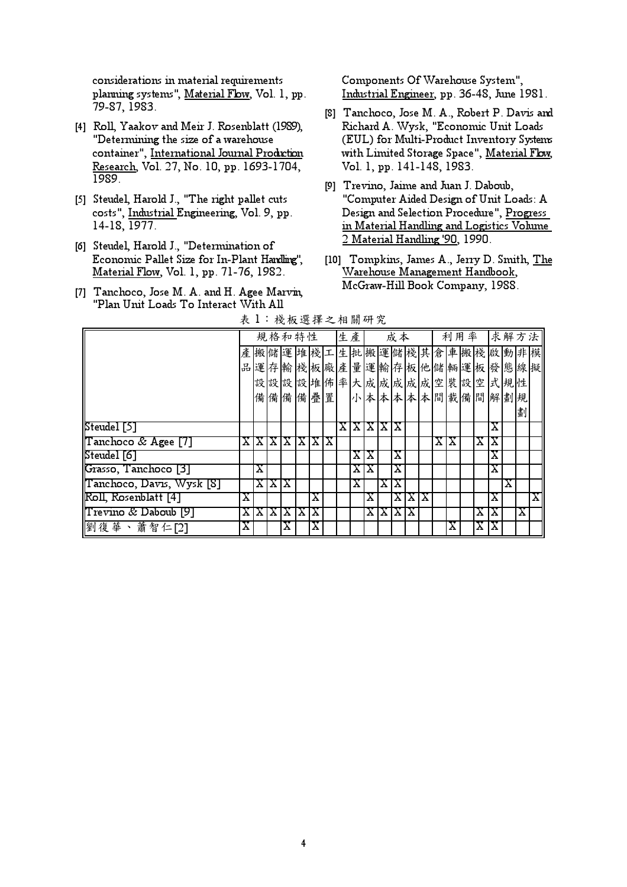considerations in material requirements planning systems", Material Flow, Vol. 1, pp. 79-87, 1983.

[4] Roll, Yaakov and Meir J. Rosenblatt (1989), "Determining the size of a warehouse container", International Journal Production Research, Vol. 27, No. 10, pp. 1693-1704, 1989.

[5] Steudel, Harold J., "The right pallet cuts costs", Industrial Engineering, Vol. 9, pp. 14-18, 1977.

[6] Steudel, Harold J., "Determination of Economic Pallet Size for In-Plant Handling", Material Flow, Vol. 1, pp. 71-76, 1982.

[7] Tanchoco, Jose M. A. and H. Agee Marvin, "Plan Unit Loads To Interact With All Components Of Warehouse System", Industrial Engineer, pp. 36-48, June 1981.

[8] Tanchoco, Jose M. A., Robert P. Davis and Richard A. Wysk, "Economic Unit Loads (EUL) for Multi-Product Inventory Systems with Limited Storage Space", Material Flow, Vol. 1, pp. 141-148, 1983.

[9] Trevino, Jaime and Juan J. Daboub, "Computer Aided Design of Unit Loads: A Design and Selection Procedure", Progress in Material Handling and Logistics Volume 2 Material Handling '90, 1990.

[10] Tompkins, James A., Jerry D. Smith, The Warehouse Management Handbook, McGraw-Hill Book Company, 1988.

表 1：棧板選擇之相關研究

| | 規格和特性 | | | | | | | 生產 | | 成本 | | | | | 利用率 | | | | 求解方法 | | | |
|---|---|---|---|---|---|---|---|---|---|---|---|---|---|---|---|---|---|---|---|---|---|---|
| | 產品 | 搬運設備 | 儲存設備 | 運輸設備 | 堆棧設備 | 棧板堆疊 | 工廠佈置 | 生產率 | 批量大小 | 搬運成本 | 運輸成本 | 儲存成本 | 棧板成本 | 其他成本 | 倉儲空間 | 車輛裝載 | 搬運設備 | 棧板空間 | 啟發式解 | 動態規劃 | 非線性規劃 | 模擬 |
| Steudel [5] | | | | | | | | X | X | X | X | X | | | | | | | X | | | |
| Tanchoco & Agee [7] | X | X | X | X | X | X | X | | | | | | | | X | X | | X | X | | | |
| Steudel [6] | | | | | | | | | X | X | | X | | | | | | | X | | | |
| Grasso, Tanchoco [3] | | X | | | | | | | X | X | | X | | | | | | | X | | | |
| Tanchoco, Davis, Wysk [8] | | X | X | X | | | | | X | | X | X | | | | | | | | X | | |
| Roll, Rosenblatt [4] | X | | | | | X | | | | X | | X | X | X | | | | | X | | | X |
| Trevino & Daboub [9] | X | X | X | X | X | X | | | | X | X | X | X | | | | | X | X | | X | |
| 劉復華、蕭智仁[2] | X | | | X | | X | | | | | | | | | | X | | X | X | | | |